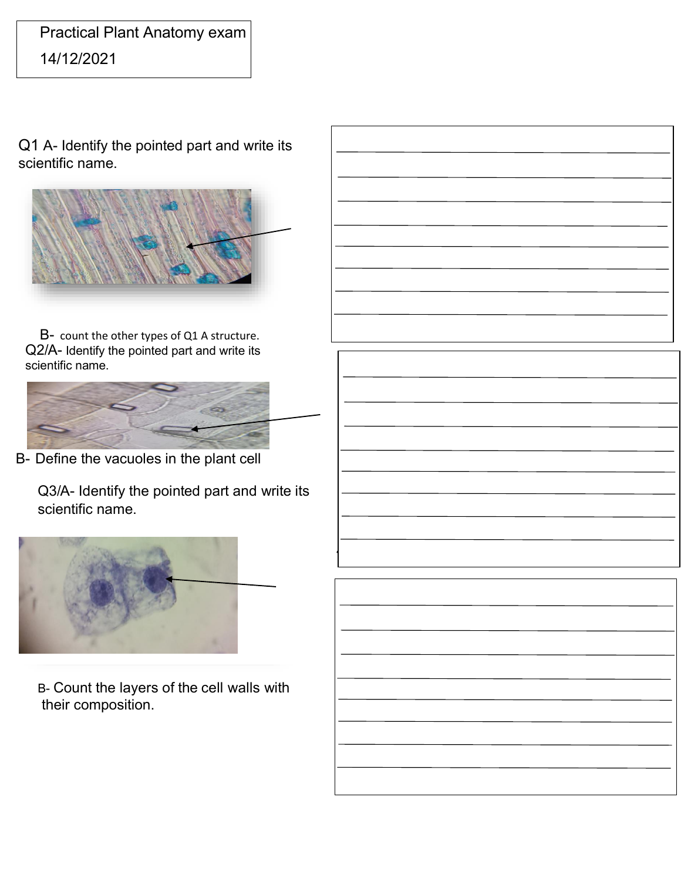Practical Plant Anatomy exam

14/12/2021

Q1 A- Identify the pointed part and write its scientific name.

B- count the other types of Q1 A structure.

Q2/A- Identify the pointed part and write its scientific name.

B- Define the vacuoles in the plant cell

Q3/A- Identify the pointed part and write its scientific name.

B- Count the layers of the cell walls with their composition.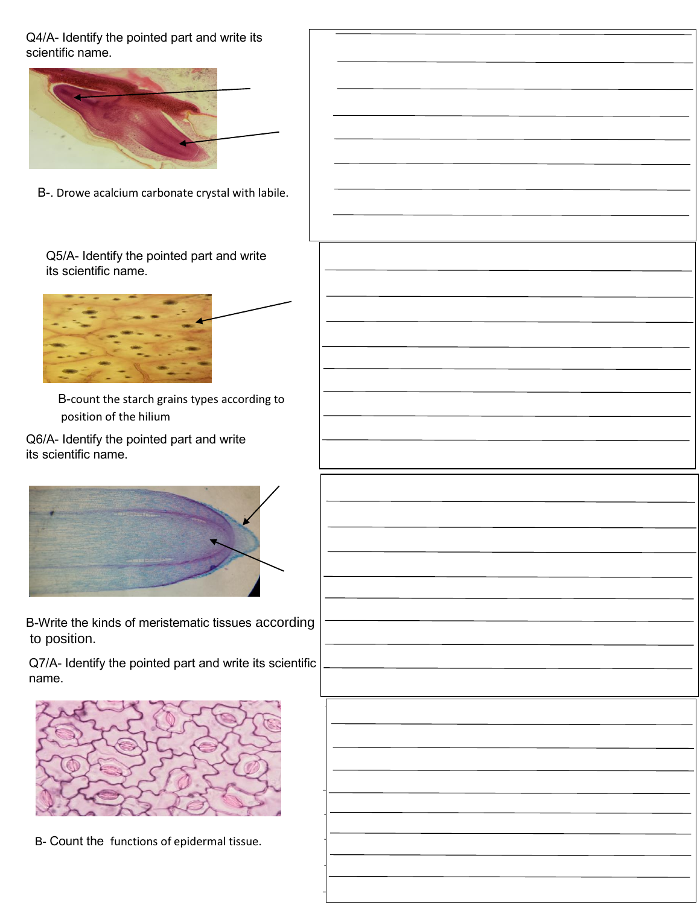Q4/A- Identify the pointed part and write its scientific name.

B-. Drowe acalcium carbonate crystal with labile.

Q5/A- Identify the pointed part and write its scientific name.

B-count the starch grains types according to position of the hilium

Q6/A- Identify the pointed part and write its scientific name.

B-Write the kinds of meristematic tissues according to position.

Q7/A- Identify the pointed part and write its scientific name.

B- Count the functions of epidermal tissue.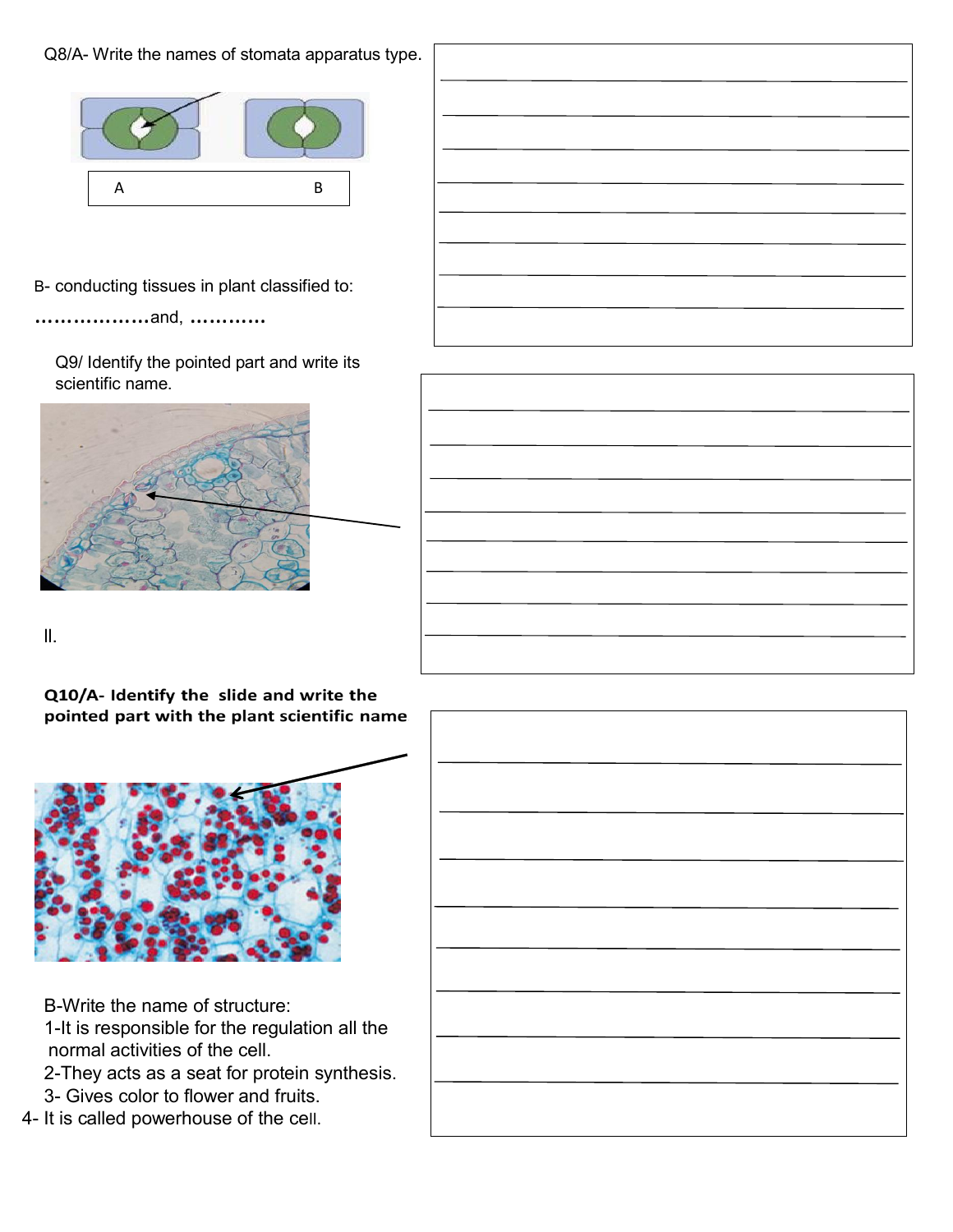Q8/A- Write the names of stomata apparatus type.

A B

B- conducting tissues in plant classified to:

………………and, …………

Q9/ Identify the pointed part and write its scientific name.

II.

**Q10/A- Identify the slide and write the pointed part with the plant scientific name**

B-Write the name of structure:

1-It is responsible for the regulation all the normal activities of the cell.

2-They acts as a seat for protein synthesis.

3- Gives color to flower and fruits.

4- It is called powerhouse of the cell.